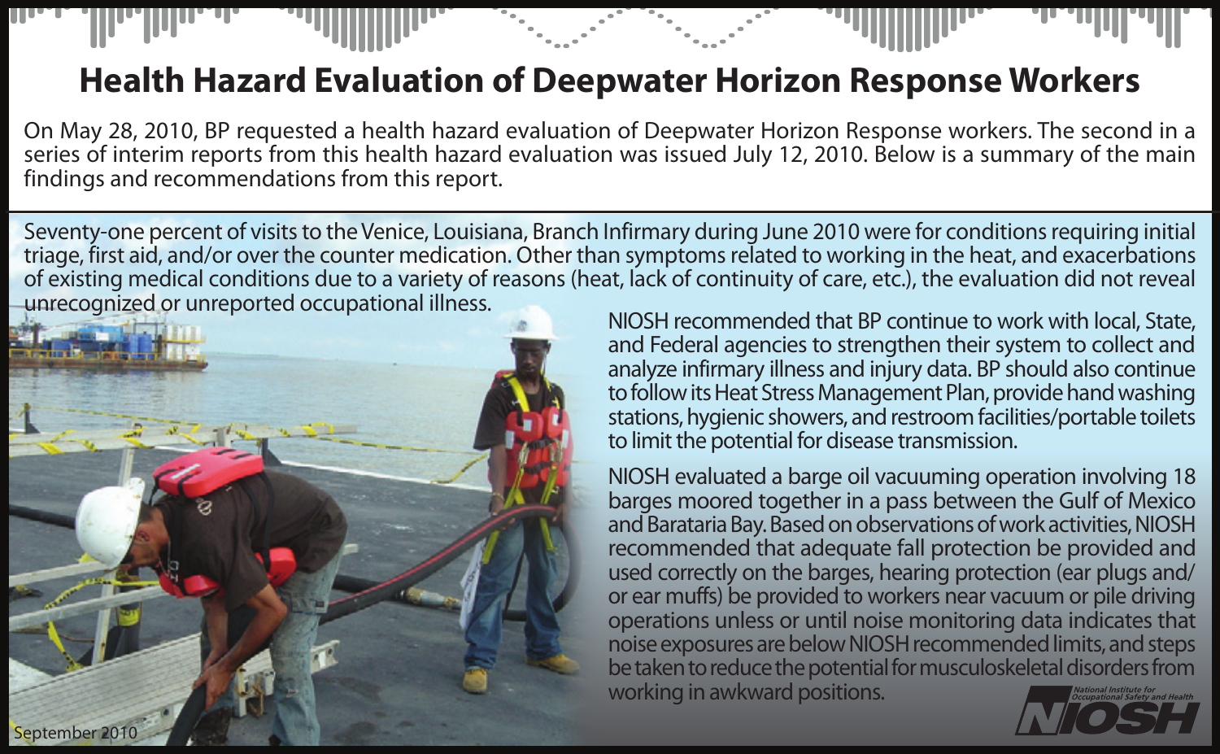# Health Hazard Evaluation of Deepwater Horizon Response Workers

On May 28, 2010, BP requested a health hazard evaluation of Deepwater Horizon Response workers. The second in a series of interim reports from this health hazard evaluation was issued July 12, 2010. Below is a summary of the main findings and recommendations from this report.

Seventy-one percent of visits to the Venice, Louisiana, Branch Infirmary during June 2010 were for conditions requiring initial triage, first aid, and/or over the counter medication. Other than symptoms related to working in the heat, and exacerbations of existing medical conditions due to a variety of reasons (heat, lack of continuity of care, etc.), the evaluation did not reveal unrecognized or unreported occupational illness.

NIOSH recommended that BP continue to work with local, State, and Federal agencies to strengthen their system to collect and analyze infirmary illness and injury data. BP should also continue to follow its Heat Stress Management Plan, provide hand washing stations, hygienic showers, and restroom facilities/portable toilets to limit the potential for disease transmission.

NIOSH evaluated a barge oil vacuuming operation involving 18 barges moored together in a pass between the Gulf of Mexico and Barataria Bay. Based on observations of work activities, NIOSH recommended that adequate fall protection be provided and used correctly on the barges, hearing protection (ear plugs and/or ear muffs) be provided to workers near vacuum or pile driving operations unless or until noise monitoring data indicates that noise exposures are below NIOSH recommended limits, and steps be taken to reduce the potential for musculoskeletal disorders from working in awkward positions.

September 2010

National Institute for Occupational Safety and Health

NIOSH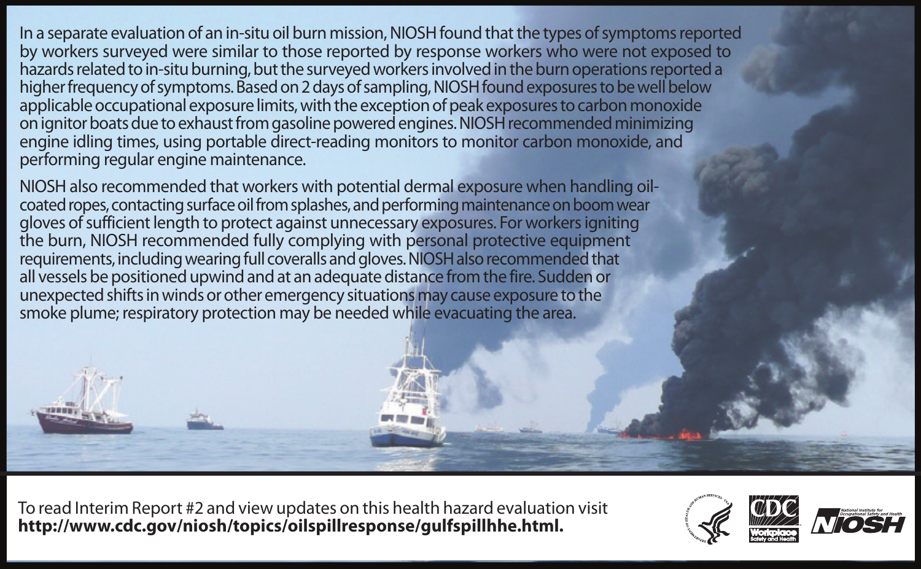In a separate evaluation of an in-situ oil burn mission, NIOSH found that the types of symptoms reported by workers surveyed were similar to those reported by response workers who were not exposed to hazards related to in-situ burning, but the surveyed workers involved in the burn operations reported a higher frequency of symptoms. Based on 2 days of sampling, NIOSH found exposures to be well below applicable occupational exposure limits, with the exception of peak exposures to carbon monoxide on ignitor boats due to exhaust from gasoline powered engines. NIOSH recommended minimizing engine idling times, using portable direct-reading monitors to monitor carbon monoxide, and performing regular engine maintenance.

NIOSH also recommended that workers with potential dermal exposure when handling oil-coated ropes, contacting surface oil from splashes, and performing maintenance on boom wear gloves of sufficient length to protect against unnecessary exposures. For workers igniting the burn, NIOSH recommended fully complying with personal protective equipment requirements, including wearing full coveralls and gloves. NIOSH also recommended that all vessels be positioned upwind and at an adequate distance from the fire. Sudden or unexpected shifts in winds or other emergency situations may cause exposure to the smoke plume; respiratory protection may be needed while evacuating the area.

To read Interim Report #2 and view updates on this health hazard evaluation visit **http://www.cdc.gov/niosh/topics/oilspillresponse/gulfspillhhe.html.**